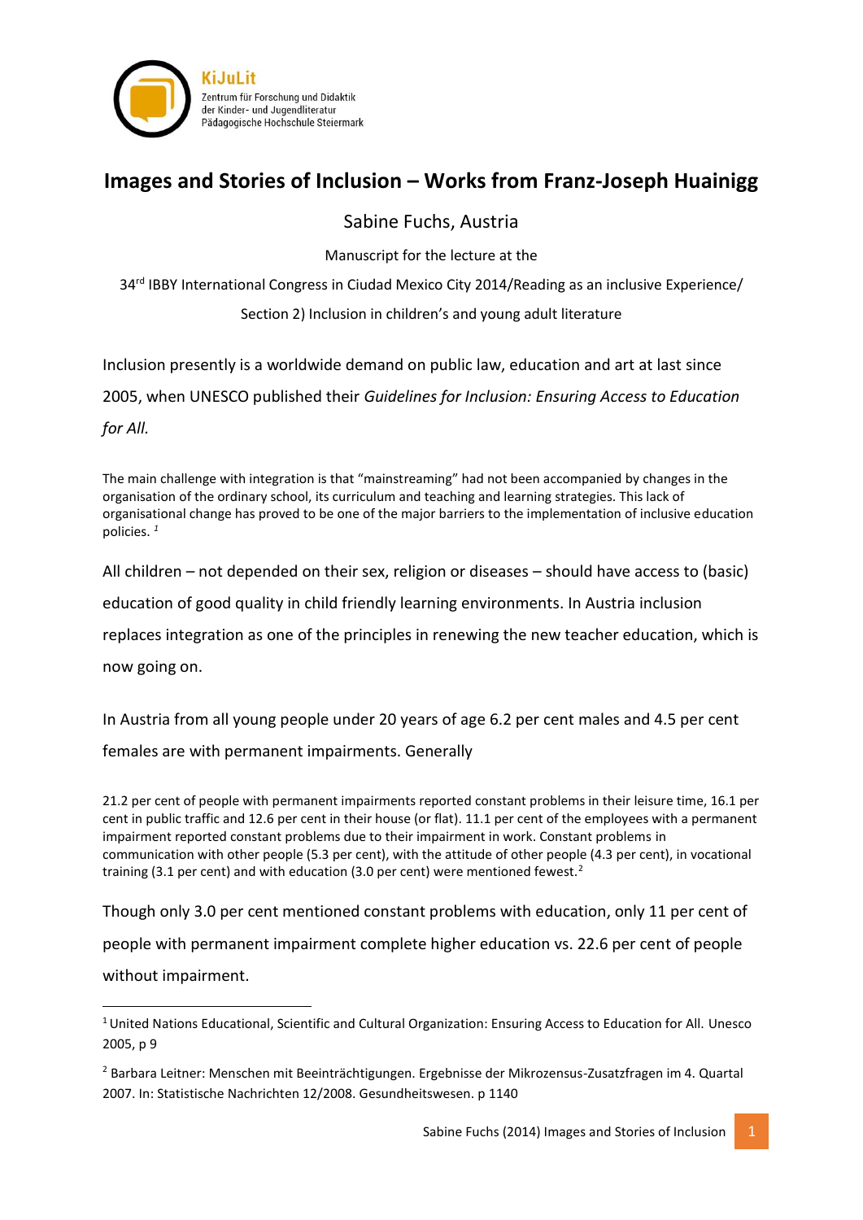KiJuLit
Zentrum für Forschung und Didaktik
der Kinder- und Jugendliteratur
Pädagogische Hochschule Steiermark

# Images and Stories of Inclusion – Works from Franz-Joseph Huainigg

Sabine Fuchs, Austria

Manuscript for the lecture at the

34rd IBBY International Congress in Ciudad Mexico City 2014/Reading as an inclusive Experience/

Section 2) Inclusion in children's and young adult literature

Inclusion presently is a worldwide demand on public law, education and art at last since 2005, when UNESCO published their *Guidelines for Inclusion: Ensuring Access to Education for All.*

> The main challenge with integration is that "mainstreaming" had not been accompanied by changes in the organisation of the ordinary school, its curriculum and teaching and learning strategies. This lack of organisational change has proved to be one of the major barriers to the implementation of inclusive education policies. [1]

All children – not depended on their sex, religion or diseases – should have access to (basic) education of good quality in child friendly learning environments. In Austria inclusion replaces integration as one of the principles in renewing the new teacher education, which is now going on.

In Austria from all young people under 20 years of age 6.2 per cent males and 4.5 per cent females are with permanent impairments. Generally

> 21.2 per cent of people with permanent impairments reported constant problems in their leisure time, 16.1 per cent in public traffic and 12.6 per cent in their house (or flat). 11.1 per cent of the employees with a permanent impairment reported constant problems due to their impairment in work. Constant problems in communication with other people (5.3 per cent), with the attitude of other people (4.3 per cent), in vocational training (3.1 per cent) and with education (3.0 per cent) were mentioned fewest.[2]

Though only 3.0 per cent mentioned constant problems with education, only 11 per cent of people with permanent impairment complete higher education vs. 22.6 per cent of people without impairment.

---

[1] United Nations Educational, Scientific and Cultural Organization: Ensuring Access to Education for All. Unesco 2005, p 9

[2] Barbara Leitner: Menschen mit Beeinträchtigungen. Ergebnisse der Mikrozensus-Zusatzfragen im 4. Quartal 2007. In: Statistische Nachrichten 12/2008. Gesundheitswesen. p 1140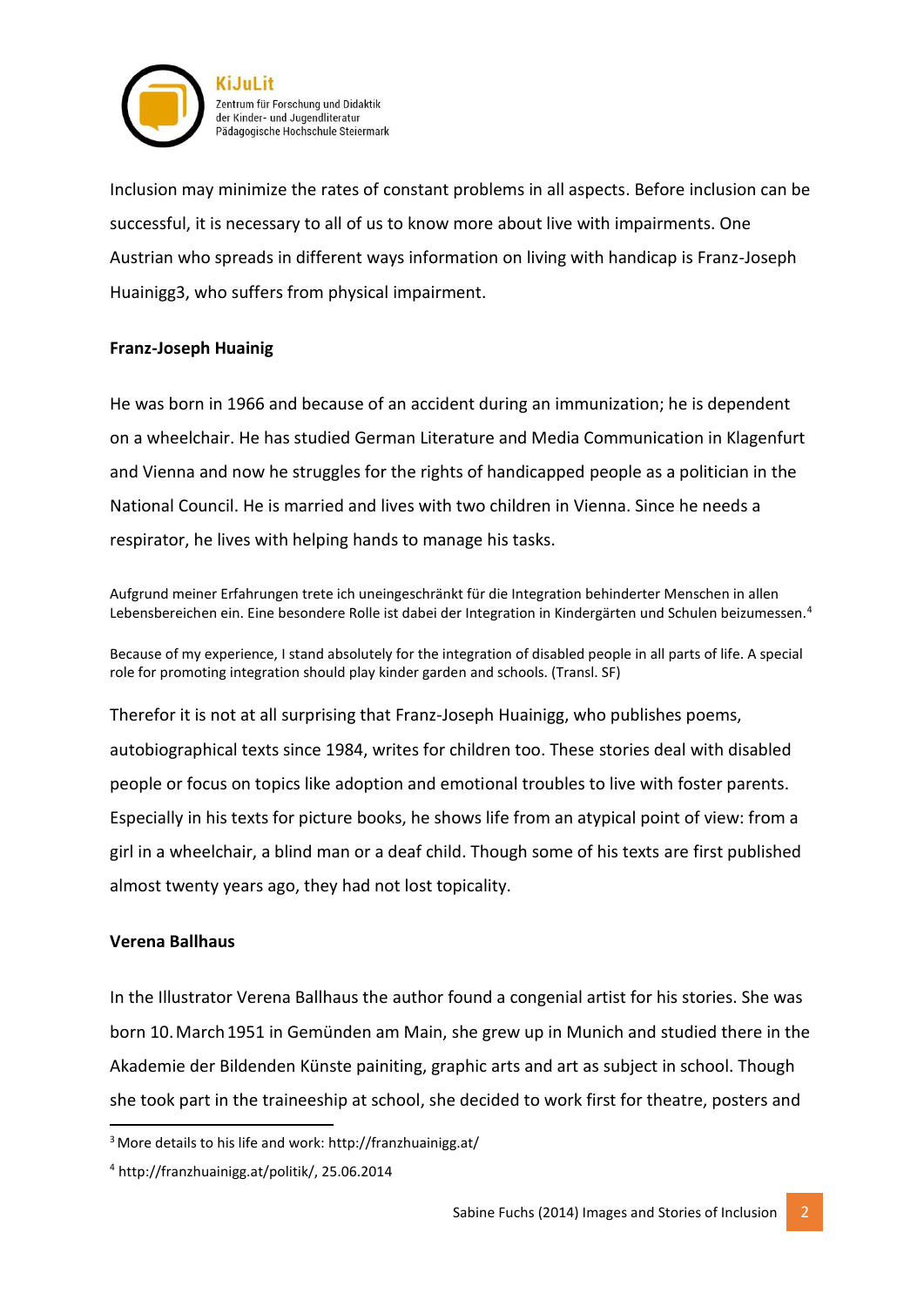Inclusion may minimize the rates of constant problems in all aspects. Before inclusion can be successful, it is necessary to all of us to know more about live with impairments. One Austrian who spreads in different ways information on living with handicap is Franz-Joseph Huainigg3, who suffers from physical impairment.

### Franz-Joseph Huainig

He was born in 1966 and because of an accident during an immunization; he is dependent on a wheelchair. He has studied German Literature and Media Communication in Klagenfurt and Vienna and now he struggles for the rights of handicapped people as a politician in the National Council. He is married and lives with two children in Vienna. Since he needs a respirator, he lives with helping hands to manage his tasks.

> Aufgrund meiner Erfahrungen trete ich uneingeschränkt für die Integration behinderter Menschen in allen Lebensbereichen ein. Eine besondere Rolle ist dabei der Integration in Kindergärten und Schulen beizumessen.[4]

> Because of my experience, I stand absolutely for the integration of disabled people in all parts of life. A special role for promoting integration should play kinder garden and schools. (Transl. SF)

Therefor it is not at all surprising that Franz-Joseph Huainigg, who publishes poems, autobiographical texts since 1984, writes for children too. These stories deal with disabled people or focus on topics like adoption and emotional troubles to live with foster parents. Especially in his texts for picture books, he shows life from an atypical point of view: from a girl in a wheelchair, a blind man or a deaf child. Though some of his texts are first published almost twenty years ago, they had not lost topicality.

### Verena Ballhaus

In the Illustrator Verena Ballhaus the author found a congenial artist for his stories. She was born 10. March 1951 in Gemünden am Main, she grew up in Munich and studied there in the Akademie der Bildenden Künste painiting, graphic arts and art as subject in school. Though she took part in the traineeship at school, she decided to work first for theatre, posters and

---

[3] More details to his life and work: http://franzhuainigg.at/

[4] http://franzhuainigg.at/politik/, 25.06.2014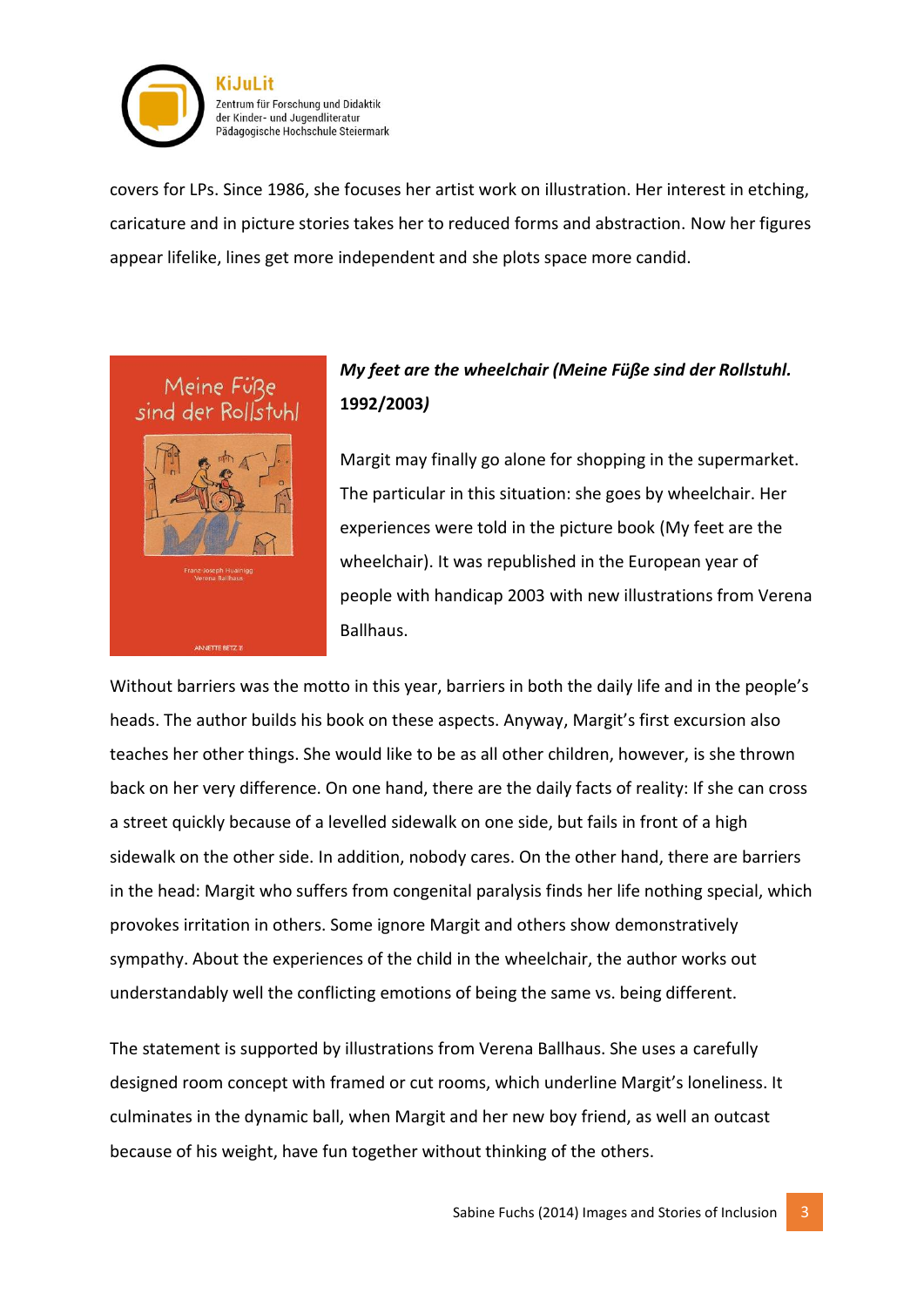covers for LPs. Since 1986, she focuses her artist work on illustration. Her interest in etching, caricature and in picture stories takes her to reduced forms and abstraction. Now her figures appear lifelike, lines get more independent and she plots space more candid.

***My feet are the wheelchair (Meine Füße sind der Rollstuhl. 1992/2003)***

Margit may finally go alone for shopping in the supermarket. The particular in this situation: she goes by wheelchair. Her experiences were told in the picture book (My feet are the wheelchair). It was republished in the European year of people with handicap 2003 with new illustrations from Verena Ballhaus.

Without barriers was the motto in this year, barriers in both the daily life and in the people's heads. The author builds his book on these aspects. Anyway, Margit's first excursion also teaches her other things. She would like to be as all other children, however, is she thrown back on her very difference. On one hand, there are the daily facts of reality: If she can cross a street quickly because of a levelled sidewalk on one side, but fails in front of a high sidewalk on the other side. In addition, nobody cares. On the other hand, there are barriers in the head: Margit who suffers from congenital paralysis finds her life nothing special, which provokes irritation in others. Some ignore Margit and others show demonstratively sympathy. About the experiences of the child in the wheelchair, the author works out understandably well the conflicting emotions of being the same vs. being different.

The statement is supported by illustrations from Verena Ballhaus. She uses a carefully designed room concept with framed or cut rooms, which underline Margit's loneliness. It culminates in the dynamic ball, when Margit and her new boy friend, as well an outcast because of his weight, have fun together without thinking of the others.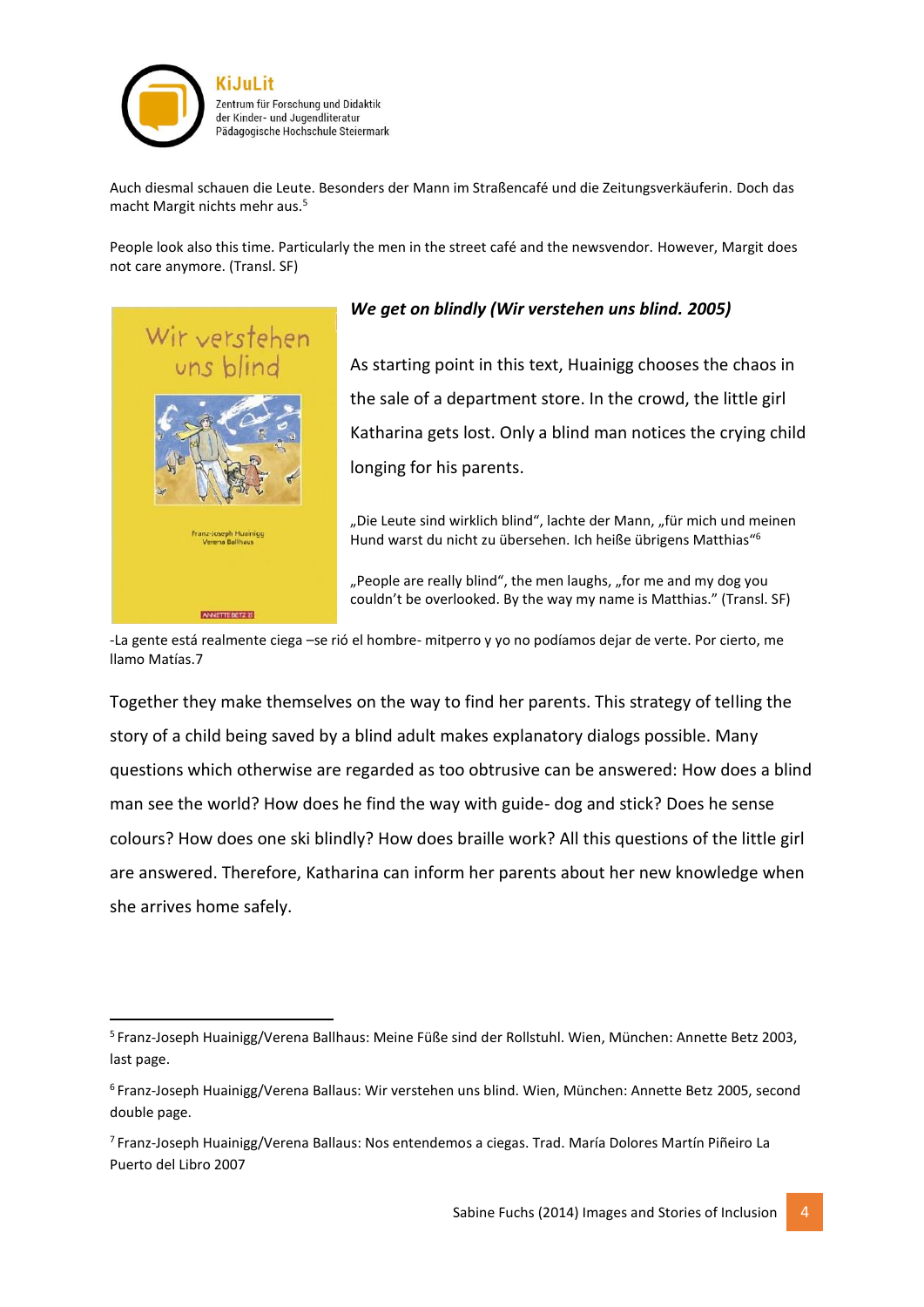Auch diesmal schauen die Leute. Besonders der Mann im Straßencafé und die Zeitungsverkäuferin. Doch das macht Margit nichts mehr aus.[5]

People look also this time. Particularly the men in the street café and the newsvendor. However, Margit does not care anymore. (Transl. SF)

### *We get on blindly (Wir verstehen uns blind. 2005)*

As starting point in this text, Huainigg chooses the chaos in the sale of a department store. In the crowd, the little girl Katharina gets lost. Only a blind man notices the crying child longing for his parents.

„Die Leute sind wirklich blind", lachte der Mann, „für mich und meinen Hund warst du nicht zu übersehen. Ich heiße übrigens Matthias"[6]

„People are really blind", the men laughs, „for me and my dog you couldn't be overlooked. By the way my name is Matthias." (Transl. SF)

-La gente está realmente ciega –se rió el hombre- mitperro y yo no podíamos dejar de verte. Por cierto, me llamo Matías.7

Together they make themselves on the way to find her parents. This strategy of telling the story of a child being saved by a blind adult makes explanatory dialogs possible. Many questions which otherwise are regarded as too obtrusive can be answered: How does a blind man see the world? How does he find the way with guide- dog and stick? Does he sense colours? How does one ski blindly? How does braille work? All this questions of the little girl are answered. Therefore, Katharina can inform her parents about her new knowledge when she arrives home safely.

---

[5] Franz-Joseph Huainigg/Verena Ballhaus: Meine Füße sind der Rollstuhl. Wien, München: Annette Betz 2003, last page.

[6] Franz-Joseph Huainigg/Verena Ballaus: Wir verstehen uns blind. Wien, München: Annette Betz 2005, second double page.

[7] Franz-Joseph Huainigg/Verena Ballaus: Nos entendemos a ciegas. Trad. María Dolores Martín Piñeiro La Puerto del Libro 2007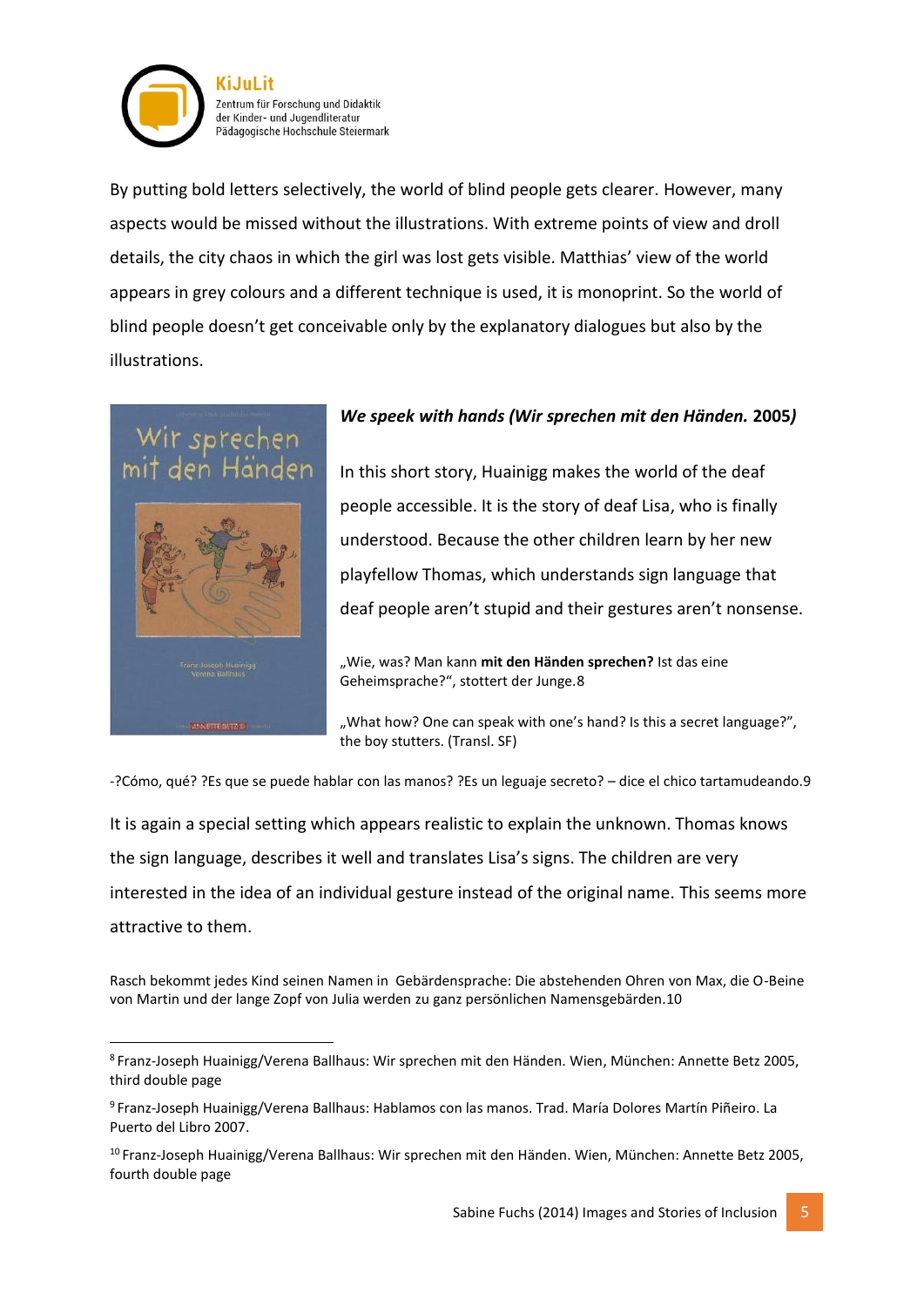By putting bold letters selectively, the world of blind people gets clearer. However, many aspects would be missed without the illustrations. With extreme points of view and droll details, the city chaos in which the girl was lost gets visible. Matthias' view of the world appears in grey colours and a different technique is used, it is monoprint. So the world of blind people doesn't get conceivable only by the explanatory dialogues but also by the illustrations.

***We speek with hands (Wir sprechen mit den Händen.* 2005*)***

In this short story, Huainigg makes the world of the deaf people accessible. It is the story of deaf Lisa, who is finally understood. Because the other children learn by her new playfellow Thomas, which understands sign language that deaf people aren't stupid and their gestures aren't nonsense.

„Wie, was? Man kann **mit den Händen sprechen?** Ist das eine Geheimsprache?", stottert der Junge.[8]

„What how? One can speak with one's hand? Is this a secret language?", the boy stutters. (Transl. SF)

-?Cómo, qué? ?Es que se puede hablar con las manos? ?Es un leguaje secreto? – dice el chico tartamudeando.[9]

It is again a special setting which appears realistic to explain the unknown. Thomas knows the sign language, describes it well and translates Lisa's signs. The children are very interested in the idea of an individual gesture instead of the original name. This seems more attractive to them.

Rasch bekommt jedes Kind seinen Namen in Gebärdensprache: Die abstehenden Ohren von Max, die O-Beine von Martin und der lange Zopf von Julia werden zu ganz persönlichen Namensgebärden.[10]

---

[8] Franz-Joseph Huainigg/Verena Ballhaus: Wir sprechen mit den Händen. Wien, München: Annette Betz 2005, third double page

[9] Franz-Joseph Huainigg/Verena Ballhaus: Hablamos con las manos. Trad. María Dolores Martín Piñeiro. La Puerto del Libro 2007.

[10] Franz-Joseph Huainigg/Verena Ballhaus: Wir sprechen mit den Händen. Wien, München: Annette Betz 2005, fourth double page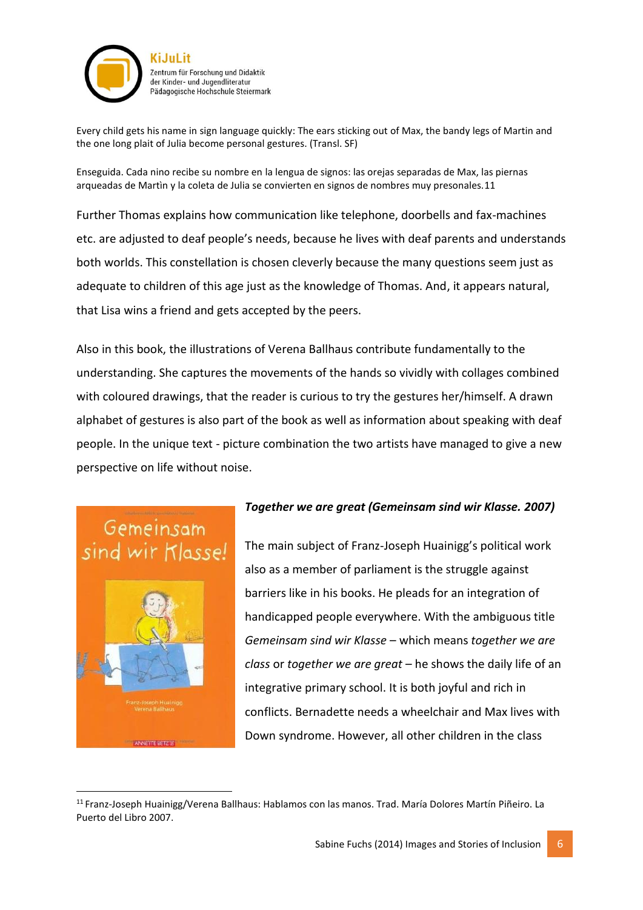Every child gets his name in sign language quickly: The ears sticking out of Max, the bandy legs of Martin and the one long plait of Julia become personal gestures. (Transl. SF)

Enseguida. Cada nino recibe su nombre en la lengua de signos: las orejas separadas de Max, las piernas arqueadas de Martìn y la coleta de Julia se convierten en signos de nombres muy presonales.11

Further Thomas explains how communication like telephone, doorbells and fax-machines etc. are adjusted to deaf people's needs, because he lives with deaf parents and understands both worlds. This constellation is chosen cleverly because the many questions seem just as adequate to children of this age just as the knowledge of Thomas. And, it appears natural, that Lisa wins a friend and gets accepted by the peers.

Also in this book, the illustrations of Verena Ballhaus contribute fundamentally to the understanding. She captures the movements of the hands so vividly with collages combined with coloured drawings, that the reader is curious to try the gestures her/himself. A drawn alphabet of gestures is also part of the book as well as information about speaking with deaf people. In the unique text - picture combination the two artists have managed to give a new perspective on life without noise.

***Together we are great (Gemeinsam sind wir Klasse. 2007)***

The main subject of Franz-Joseph Huainigg's political work also as a member of parliament is the struggle against barriers like in his books. He pleads for an integration of handicapped people everywhere. With the ambiguous title *Gemeinsam sind wir Klasse* – which means *together we are class* or *together we are great* – he shows the daily life of an integrative primary school. It is both joyful and rich in conflicts. Bernadette needs a wheelchair and Max lives with Down syndrome. However, all other children in the class

---

[11] Franz-Joseph Huainigg/Verena Ballhaus: Hablamos con las manos. Trad. María Dolores Martín Piñeiro. La Puerto del Libro 2007.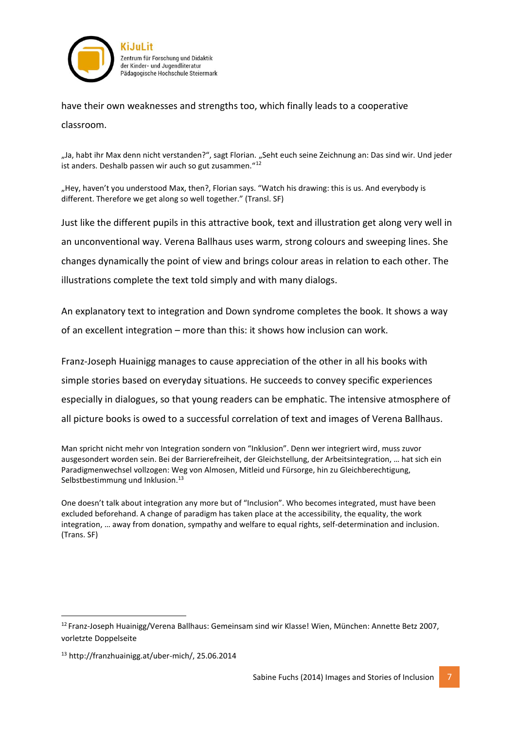have their own weaknesses and strengths too, which finally leads to a cooperative classroom.

„Ja, habt ihr Max denn nicht verstanden?", sagt Florian. „Seht euch seine Zeichnung an: Das sind wir. Und jeder ist anders. Deshalb passen wir auch so gut zusammen."[12]

„Hey, haven't you understood Max, then?, Florian says. "Watch his drawing: this is us. And everybody is different. Therefore we get along so well together." (Transl. SF)

Just like the different pupils in this attractive book, text and illustration get along very well in an unconventional way. Verena Ballhaus uses warm, strong colours and sweeping lines. She changes dynamically the point of view and brings colour areas in relation to each other. The illustrations complete the text told simply and with many dialogs.

An explanatory text to integration and Down syndrome completes the book. It shows a way of an excellent integration – more than this: it shows how inclusion can work.

Franz-Joseph Huainigg manages to cause appreciation of the other in all his books with simple stories based on everyday situations. He succeeds to convey specific experiences especially in dialogues, so that young readers can be emphatic. The intensive atmosphere of all picture books is owed to a successful correlation of text and images of Verena Ballhaus.

Man spricht nicht mehr von Integration sondern von "Inklusion". Denn wer integriert wird, muss zuvor ausgesondert worden sein. Bei der Barrierefreiheit, der Gleichstellung, der Arbeitsintegration, … hat sich ein Paradigmenwechsel vollzogen: Weg von Almosen, Mitleid und Fürsorge, hin zu Gleichberechtigung, Selbstbestimmung und Inklusion.[13]

One doesn't talk about integration any more but of "Inclusion". Who becomes integrated, must have been excluded beforehand. A change of paradigm has taken place at the accessibility, the equality, the work integration, … away from donation, sympathy and welfare to equal rights, self-determination and inclusion. (Trans. SF)

---

[12] Franz-Joseph Huainigg/Verena Ballhaus: Gemeinsam sind wir Klasse! Wien, München: Annette Betz 2007, vorletzte Doppelseite

[13] http://franzhuainigg.at/uber-mich/, 25.06.2014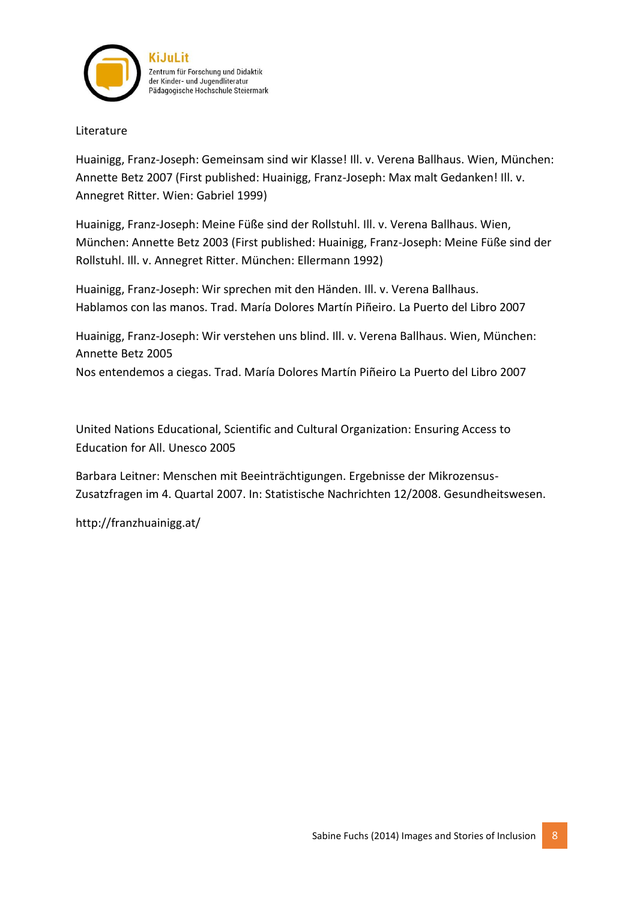Literature

Huainigg, Franz-Joseph: Gemeinsam sind wir Klasse! Ill. v. Verena Ballhaus. Wien, München: Annette Betz 2007 (First published: Huainigg, Franz-Joseph: Max malt Gedanken! Ill. v. Annegret Ritter. Wien: Gabriel 1999)

Huainigg, Franz-Joseph: Meine Füße sind der Rollstuhl. Ill. v. Verena Ballhaus. Wien, München: Annette Betz 2003 (First published: Huainigg, Franz-Joseph: Meine Füße sind der Rollstuhl. Ill. v. Annegret Ritter. München: Ellermann 1992)

Huainigg, Franz-Joseph: Wir sprechen mit den Händen. Ill. v. Verena Ballhaus.
Hablamos con las manos. Trad. María Dolores Martín Piñeiro. La Puerto del Libro 2007

Huainigg, Franz-Joseph: Wir verstehen uns blind. Ill. v. Verena Ballhaus. Wien, München: Annette Betz 2005
Nos entendemos a ciegas. Trad. María Dolores Martín Piñeiro La Puerto del Libro 2007

United Nations Educational, Scientific and Cultural Organization: Ensuring Access to Education for All. Unesco 2005

Barbara Leitner: Menschen mit Beeinträchtigungen. Ergebnisse der Mikrozensus-Zusatzfragen im 4. Quartal 2007. In: Statistische Nachrichten 12/2008. Gesundheitswesen.

http://franzhuainigg.at/